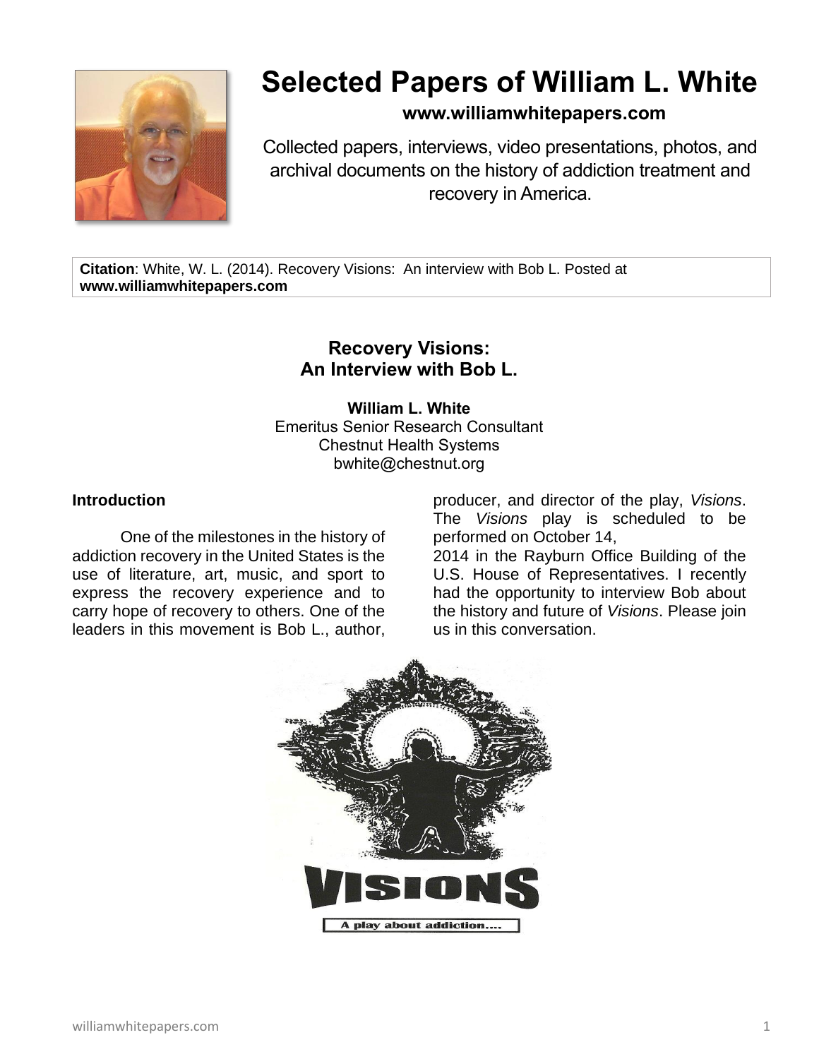# Selected Papers of William L. White

**www.williamwhitepapers.com**

Collected papers, interviews, video presentations, photos, and archival documents on the history of addiction treatment and recovery in America.

**Citation**: White, W. L. (2014). Recovery Visions: An interview with Bob L. Posted at **www.williamwhitepapers.com**

## Recovery Visions: An Interview with Bob L.

**William L. White**
Emeritus Senior Research Consultant
Chestnut Health Systems
bwhite@chestnut.org

### Introduction

One of the milestones in the history of addiction recovery in the United States is the use of literature, art, music, and sport to express the recovery experience and to carry hope of recovery to others. One of the leaders in this movement is Bob L., author, producer, and director of the play, *Visions*. The *Visions* play is scheduled to be performed on October 14, 2014 in the Rayburn Office Building of the U.S. House of Representatives. I recently had the opportunity to interview Bob about the history and future of *Visions*. Please join us in this conversation.

VISIONS

A play about addiction....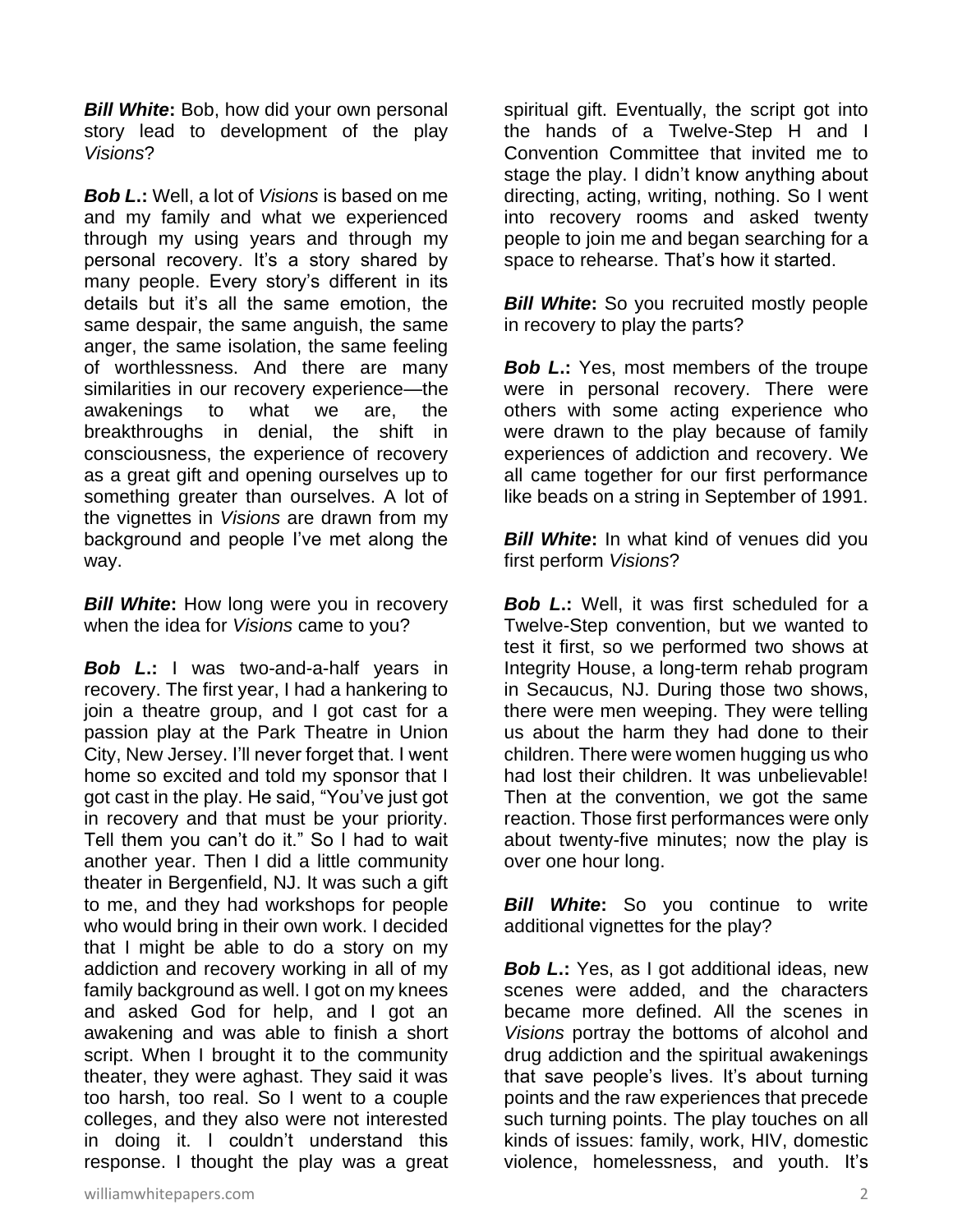***Bill White*:** Bob, how did your own personal story lead to development of the play *Visions*?

***Bob L.*:** Well, a lot of *Visions* is based on me and my family and what we experienced through my using years and through my personal recovery. It's a story shared by many people. Every story's different in its details but it's all the same emotion, the same despair, the same anguish, the same anger, the same isolation, the same feeling of worthlessness. And there are many similarities in our recovery experience—the awakenings to what we are, the breakthroughs in denial, the shift in consciousness, the experience of recovery as a great gift and opening ourselves up to something greater than ourselves. A lot of the vignettes in *Visions* are drawn from my background and people I've met along the way.

***Bill White*:** How long were you in recovery when the idea for *Visions* came to you?

***Bob L.*:** I was two-and-a-half years in recovery. The first year, I had a hankering to join a theatre group, and I got cast for a passion play at the Park Theatre in Union City, New Jersey. I'll never forget that. I went home so excited and told my sponsor that I got cast in the play. He said, "You've just got in recovery and that must be your priority. Tell them you can't do it." So I had to wait another year. Then I did a little community theater in Bergenfield, NJ. It was such a gift to me, and they had workshops for people who would bring in their own work. I decided that I might be able to do a story on my addiction and recovery working in all of my family background as well. I got on my knees and asked God for help, and I got an awakening and was able to finish a short script. When I brought it to the community theater, they were aghast. They said it was too harsh, too real. So I went to a couple colleges, and they also were not interested in doing it. I couldn't understand this response. I thought the play was a great spiritual gift. Eventually, the script got into the hands of a Twelve-Step H and I Convention Committee that invited me to stage the play. I didn't know anything about directing, acting, writing, nothing. So I went into recovery rooms and asked twenty people to join me and began searching for a space to rehearse. That's how it started.

***Bill White*:** So you recruited mostly people in recovery to play the parts?

***Bob L.*:** Yes, most members of the troupe were in personal recovery. There were others with some acting experience who were drawn to the play because of family experiences of addiction and recovery. We all came together for our first performance like beads on a string in September of 1991.

***Bill White*:** In what kind of venues did you first perform *Visions*?

***Bob L.*:** Well, it was first scheduled for a Twelve-Step convention, but we wanted to test it first, so we performed two shows at Integrity House, a long-term rehab program in Secaucus, NJ. During those two shows, there were men weeping. They were telling us about the harm they had done to their children. There were women hugging us who had lost their children. It was unbelievable! Then at the convention, we got the same reaction. Those first performances were only about twenty-five minutes; now the play is over one hour long.

***Bill White*:** So you continue to write additional vignettes for the play?

***Bob L.*:** Yes, as I got additional ideas, new scenes were added, and the characters became more defined. All the scenes in *Visions* portray the bottoms of alcohol and drug addiction and the spiritual awakenings that save people's lives. It's about turning points and the raw experiences that precede such turning points. The play touches on all kinds of issues: family, work, HIV, domestic violence, homelessness, and youth. It's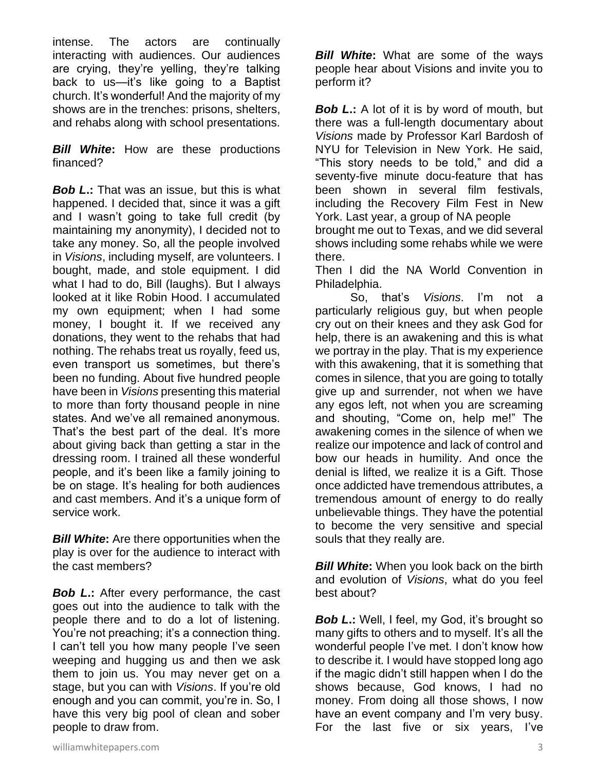intense. The actors are continually interacting with audiences. Our audiences are crying, they're yelling, they're talking back to us—it's like going to a Baptist church. It's wonderful! And the majority of my shows are in the trenches: prisons, shelters, and rehabs along with school presentations.

***Bill White*:** How are these productions financed?

***Bob L*.:** That was an issue, but this is what happened. I decided that, since it was a gift and I wasn't going to take full credit (by maintaining my anonymity), I decided not to take any money. So, all the people involved in *Visions*, including myself, are volunteers. I bought, made, and stole equipment. I did what I had to do, Bill (laughs). But I always looked at it like Robin Hood. I accumulated my own equipment; when I had some money, I bought it. If we received any donations, they went to the rehabs that had nothing. The rehabs treat us royally, feed us, even transport us sometimes, but there's been no funding. About five hundred people have been in *Visions* presenting this material to more than forty thousand people in nine states. And we've all remained anonymous. That's the best part of the deal. It's more about giving back than getting a star in the dressing room. I trained all these wonderful people, and it's been like a family joining to be on stage. It's healing for both audiences and cast members. And it's a unique form of service work.

***Bill White*:** Are there opportunities when the play is over for the audience to interact with the cast members?

***Bob L*.:** After every performance, the cast goes out into the audience to talk with the people there and to do a lot of listening. You're not preaching; it's a connection thing. I can't tell you how many people I've seen weeping and hugging us and then we ask them to join us. You may never get on a stage, but you can with *Visions*. If you're old enough and you can commit, you're in. So, I have this very big pool of clean and sober people to draw from.

***Bill White*:** What are some of the ways people hear about Visions and invite you to perform it?

***Bob L*.:** A lot of it is by word of mouth, but there was a full-length documentary about *Visions* made by Professor Karl Bardosh of NYU for Television in New York. He said, "This story needs to be told," and did a seventy-five minute docu-feature that has been shown in several film festivals, including the Recovery Film Fest in New York. Last year, a group of NA people brought me out to Texas, and we did several shows including some rehabs while we were there.

Then I did the NA World Convention in Philadelphia.

So, that's *Visions*. I'm not a particularly religious guy, but when people cry out on their knees and they ask God for help, there is an awakening and this is what we portray in the play. That is my experience with this awakening, that it is something that comes in silence, that you are going to totally give up and surrender, not when we have any egos left, not when you are screaming and shouting, "Come on, help me!" The awakening comes in the silence of when we realize our impotence and lack of control and bow our heads in humility. And once the denial is lifted, we realize it is a Gift. Those once addicted have tremendous attributes, a tremendous amount of energy to do really unbelievable things. They have the potential to become the very sensitive and special souls that they really are.

***Bill White*:** When you look back on the birth and evolution of *Visions*, what do you feel best about?

***Bob L*.:** Well, I feel, my God, it's brought so many gifts to others and to myself. It's all the wonderful people I've met. I don't know how to describe it. I would have stopped long ago if the magic didn't still happen when I do the shows because, God knows, I had no money. From doing all those shows, I now have an event company and I'm very busy. For the last five or six years, I've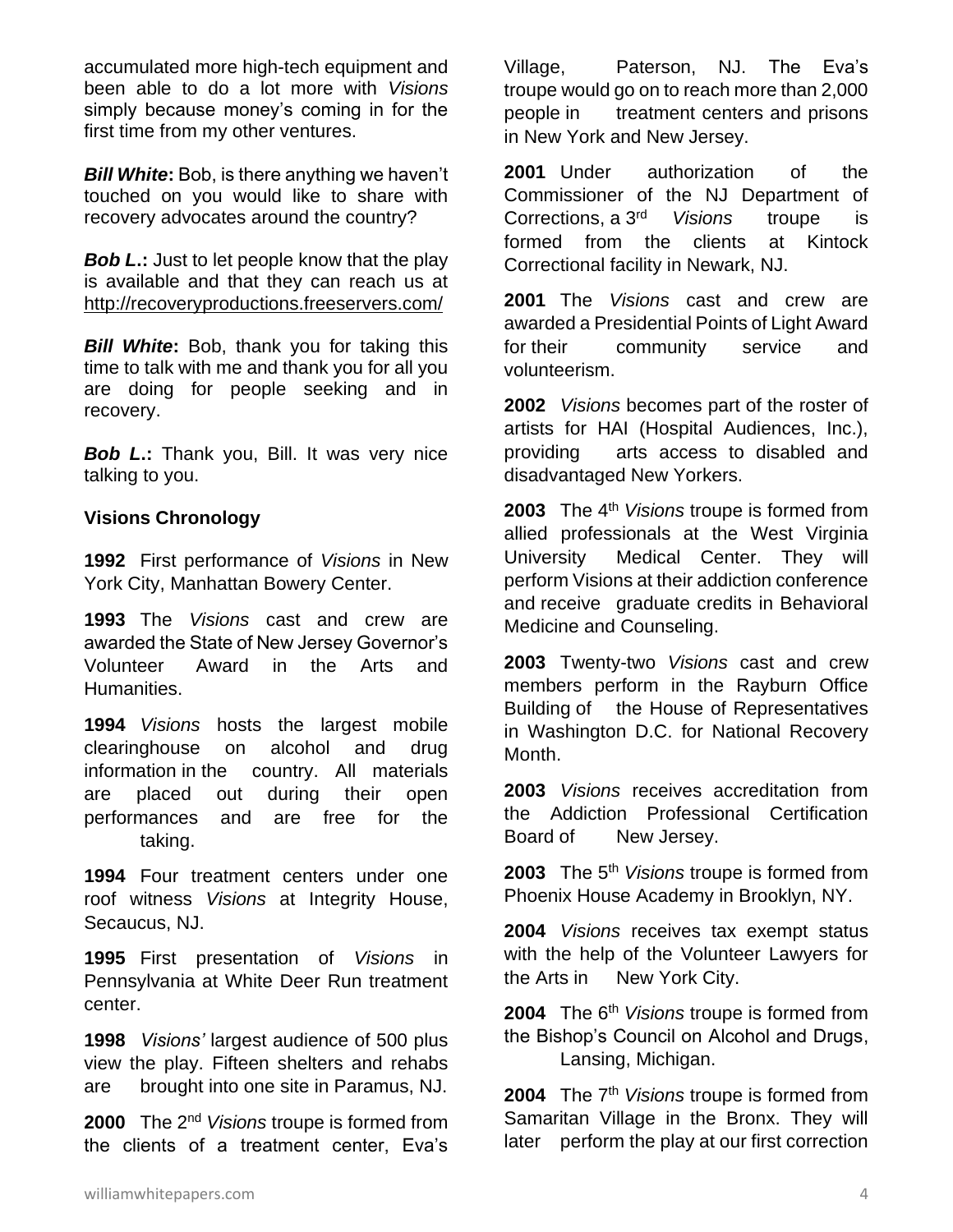accumulated more high-tech equipment and been able to do a lot more with *Visions* simply because money's coming in for the first time from my other ventures.

***Bill White*:** Bob, is there anything we haven't touched on you would like to share with recovery advocates around the country?

***Bob L.*:** Just to let people know that the play is available and that they can reach us at http://recoveryproductions.freeservers.com/

***Bill White*:** Bob, thank you for taking this time to talk with me and thank you for all you are doing for people seeking and in recovery.

***Bob L.*:** Thank you, Bill. It was very nice talking to you.

**Visions Chronology**

**1992** First performance of *Visions* in New York City, Manhattan Bowery Center.

**1993** The *Visions* cast and crew are awarded the State of New Jersey Governor's Volunteer Award in the Arts and Humanities.

**1994** *Visions* hosts the largest mobile clearinghouse on alcohol and drug information in the country. All materials are placed out during their open performances and are free for the taking.

**1994** Four treatment centers under one roof witness *Visions* at Integrity House, Secaucus, NJ.

**1995** First presentation of *Visions* in Pennsylvania at White Deer Run treatment center.

**1998** *Visions'* largest audience of 500 plus view the play. Fifteen shelters and rehabs are brought into one site in Paramus, NJ.

**2000** The 2nd *Visions* troupe is formed from the clients of a treatment center, Eva's Village, Paterson, NJ. The Eva's troupe would go on to reach more than 2,000 people in treatment centers and prisons in New York and New Jersey.

**2001** Under authorization of the Commissioner of the NJ Department of Corrections, a 3rd *Visions* troupe is formed from the clients at Kintock Correctional facility in Newark, NJ.

**2001** The *Visions* cast and crew are awarded a Presidential Points of Light Award for their community service and volunteerism.

**2002** *Visions* becomes part of the roster of artists for HAI (Hospital Audiences, Inc.), providing arts access to disabled and disadvantaged New Yorkers.

**2003** The 4th *Visions* troupe is formed from allied professionals at the West Virginia University Medical Center. They will perform Visions at their addiction conference and receive graduate credits in Behavioral Medicine and Counseling.

**2003** Twenty-two *Visions* cast and crew members perform in the Rayburn Office Building of the House of Representatives in Washington D.C. for National Recovery Month.

**2003** *Visions* receives accreditation from the Addiction Professional Certification Board of New Jersey.

**2003** The 5th *Visions* troupe is formed from Phoenix House Academy in Brooklyn, NY.

**2004** *Visions* receives tax exempt status with the help of the Volunteer Lawyers for the Arts in New York City.

**2004** The 6th *Visions* troupe is formed from the Bishop's Council on Alcohol and Drugs, Lansing, Michigan.

**2004** The 7th *Visions* troupe is formed from Samaritan Village in the Bronx. They will later perform the play at our first correction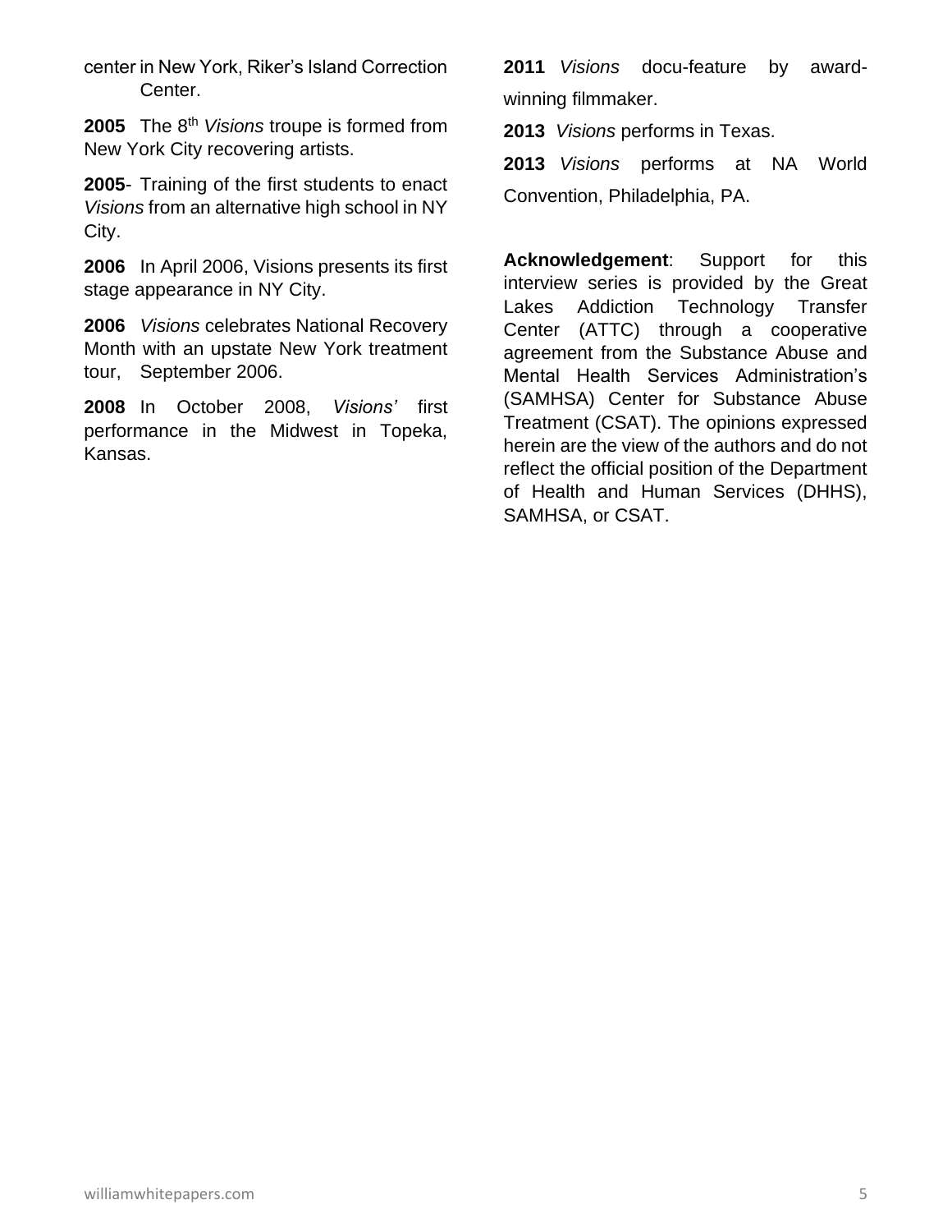center in New York, Riker's Island Correction Center.

**2005** The 8th *Visions* troupe is formed from New York City recovering artists.

**2005**- Training of the first students to enact *Visions* from an alternative high school in NY City.

**2006** In April 2006, Visions presents its first stage appearance in NY City.

**2006** *Visions* celebrates National Recovery Month with an upstate New York treatment tour, September 2006.

**2008** In October 2008, *Visions'* first performance in the Midwest in Topeka, Kansas.

**2011** *Visions* docu-feature by award-winning filmmaker.

**2013** *Visions* performs in Texas.

**2013** *Visions* performs at NA World Convention, Philadelphia, PA.

**Acknowledgement**: Support for this interview series is provided by the Great Lakes Addiction Technology Transfer Center (ATTC) through a cooperative agreement from the Substance Abuse and Mental Health Services Administration's (SAMHSA) Center for Substance Abuse Treatment (CSAT). The opinions expressed herein are the view of the authors and do not reflect the official position of the Department of Health and Human Services (DHHS), SAMHSA, or CSAT.